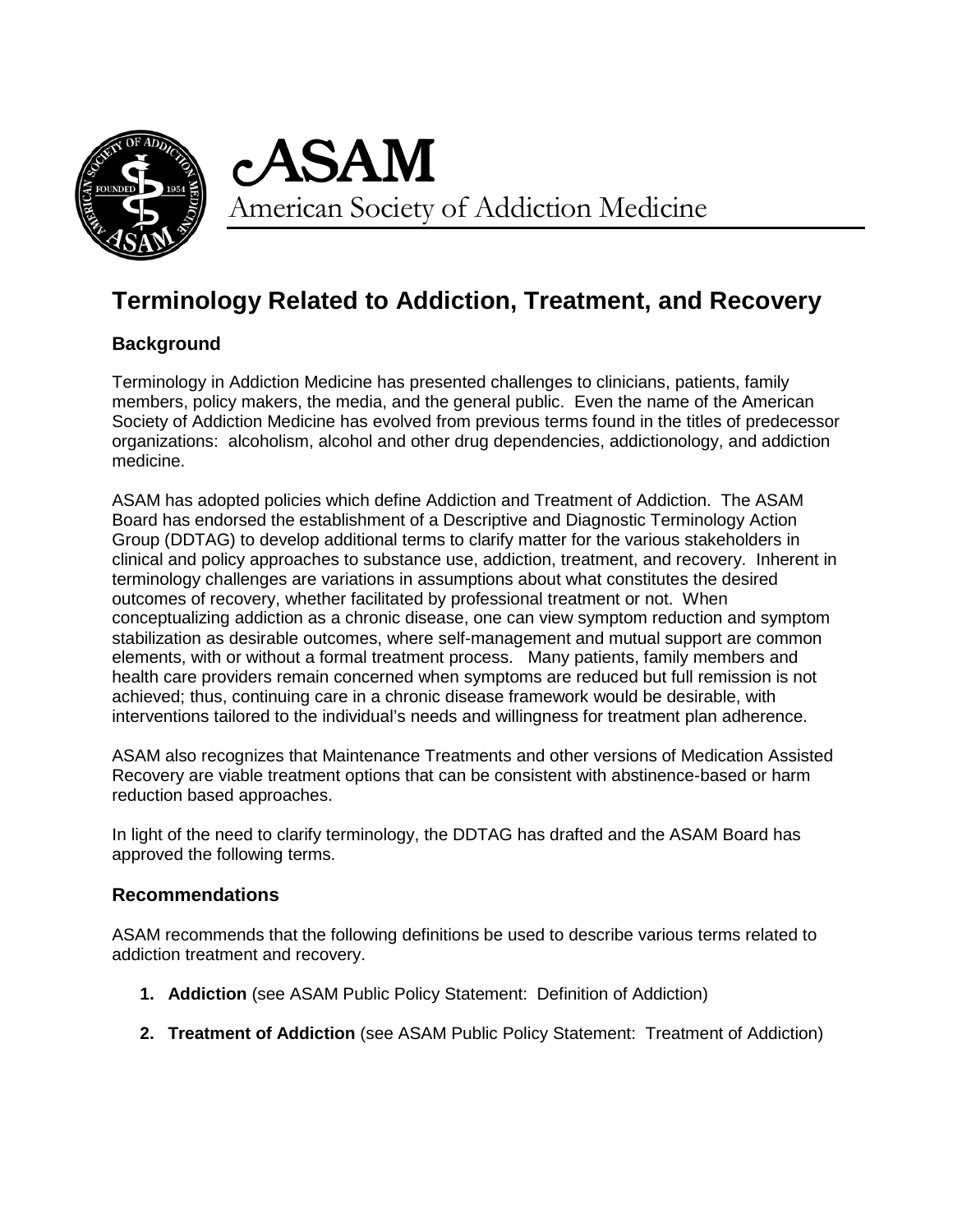# ASAM

American Society of Addiction Medicine

## Terminology Related to Addiction, Treatment, and Recovery

### Background

Terminology in Addiction Medicine has presented challenges to clinicians, patients, family members, policy makers, the media, and the general public. Even the name of the American Society of Addiction Medicine has evolved from previous terms found in the titles of predecessor organizations: alcoholism, alcohol and other drug dependencies, addictionology, and addiction medicine.

ASAM has adopted policies which define Addiction and Treatment of Addiction. The ASAM Board has endorsed the establishment of a Descriptive and Diagnostic Terminology Action Group (DDTAG) to develop additional terms to clarify matter for the various stakeholders in clinical and policy approaches to substance use, addiction, treatment, and recovery. Inherent in terminology challenges are variations in assumptions about what constitutes the desired outcomes of recovery, whether facilitated by professional treatment or not. When conceptualizing addiction as a chronic disease, one can view symptom reduction and symptom stabilization as desirable outcomes, where self-management and mutual support are common elements, with or without a formal treatment process. Many patients, family members and health care providers remain concerned when symptoms are reduced but full remission is not achieved; thus, continuing care in a chronic disease framework would be desirable, with interventions tailored to the individual's needs and willingness for treatment plan adherence.

ASAM also recognizes that Maintenance Treatments and other versions of Medication Assisted Recovery are viable treatment options that can be consistent with abstinence-based or harm reduction based approaches.

In light of the need to clarify terminology, the DDTAG has drafted and the ASAM Board has approved the following terms.

### Recommendations

ASAM recommends that the following definitions be used to describe various terms related to addiction treatment and recovery.

1. **Addiction** (see ASAM Public Policy Statement: Definition of Addiction)
2. **Treatment of Addiction** (see ASAM Public Policy Statement: Treatment of Addiction)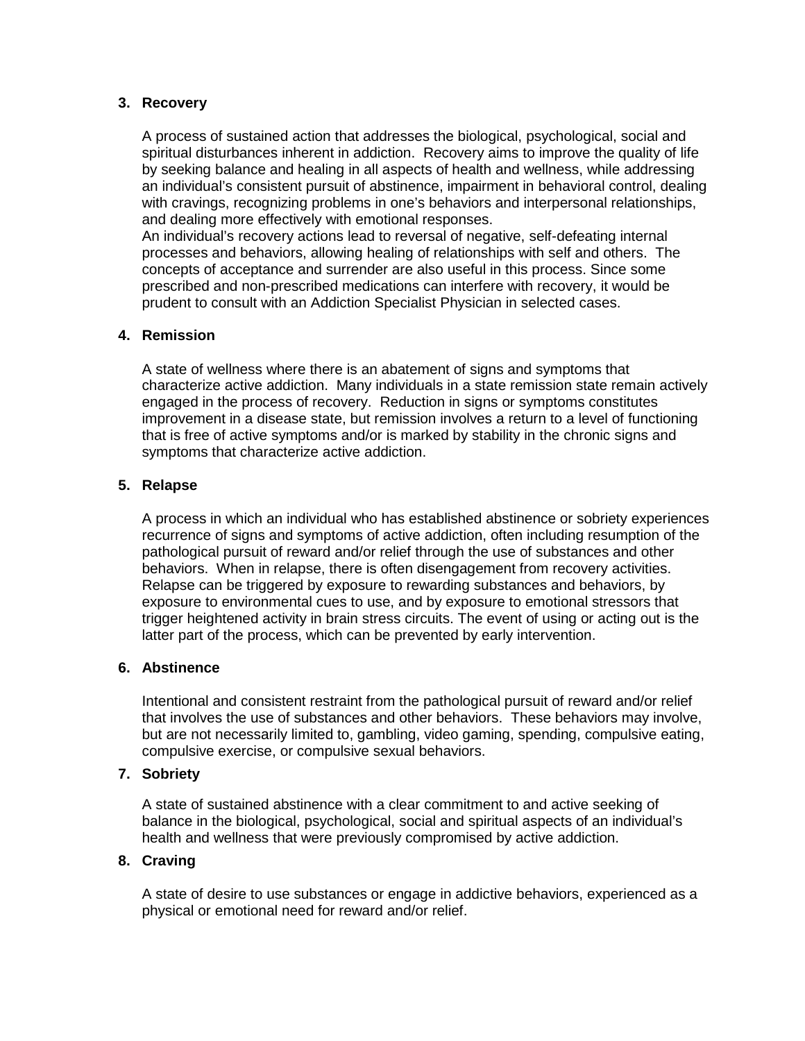3. **Recovery**

   A process of sustained action that addresses the biological, psychological, social and spiritual disturbances inherent in addiction. Recovery aims to improve the quality of life by seeking balance and healing in all aspects of health and wellness, while addressing an individual's consistent pursuit of abstinence, impairment in behavioral control, dealing with cravings, recognizing problems in one's behaviors and interpersonal relationships, and dealing more effectively with emotional responses.
   An individual's recovery actions lead to reversal of negative, self-defeating internal processes and behaviors, allowing healing of relationships with self and others. The concepts of acceptance and surrender are also useful in this process. Since some prescribed and non-prescribed medications can interfere with recovery, it would be prudent to consult with an Addiction Specialist Physician in selected cases.

4. **Remission**

   A state of wellness where there is an abatement of signs and symptoms that characterize active addiction. Many individuals in a state remission state remain actively engaged in the process of recovery. Reduction in signs or symptoms constitutes improvement in a disease state, but remission involves a return to a level of functioning that is free of active symptoms and/or is marked by stability in the chronic signs and symptoms that characterize active addiction.

5. **Relapse**

   A process in which an individual who has established abstinence or sobriety experiences recurrence of signs and symptoms of active addiction, often including resumption of the pathological pursuit of reward and/or relief through the use of substances and other behaviors. When in relapse, there is often disengagement from recovery activities. Relapse can be triggered by exposure to rewarding substances and behaviors, by exposure to environmental cues to use, and by exposure to emotional stressors that trigger heightened activity in brain stress circuits. The event of using or acting out is the latter part of the process, which can be prevented by early intervention.

6. **Abstinence**

   Intentional and consistent restraint from the pathological pursuit of reward and/or relief that involves the use of substances and other behaviors. These behaviors may involve, but are not necessarily limited to, gambling, video gaming, spending, compulsive eating, compulsive exercise, or compulsive sexual behaviors.

7. **Sobriety**

   A state of sustained abstinence with a clear commitment to and active seeking of balance in the biological, psychological, social and spiritual aspects of an individual's health and wellness that were previously compromised by active addiction.

8. **Craving**

   A state of desire to use substances or engage in addictive behaviors, experienced as a physical or emotional need for reward and/or relief.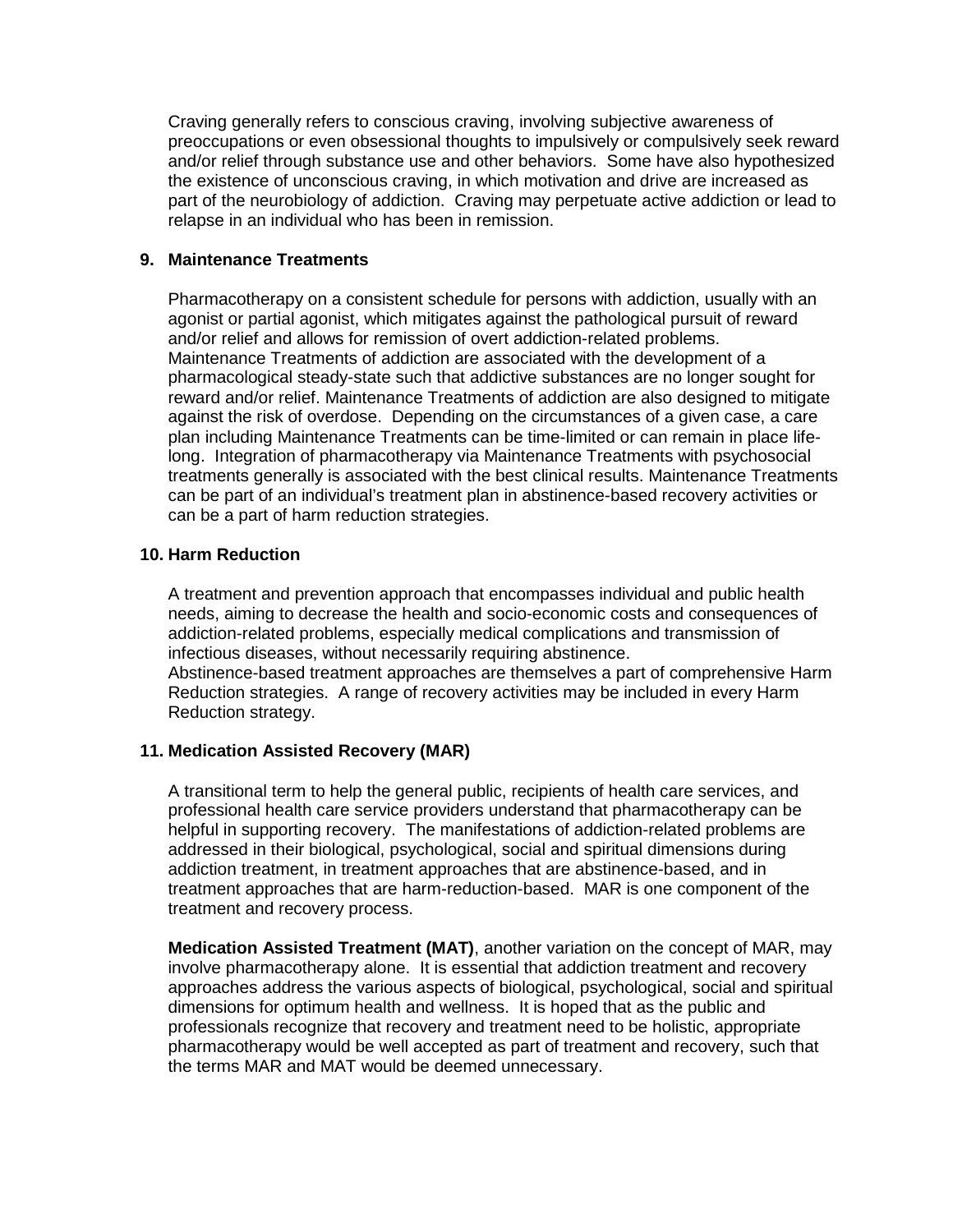Craving generally refers to conscious craving, involving subjective awareness of preoccupations or even obsessional thoughts to impulsively or compulsively seek reward and/or relief through substance use and other behaviors. Some have also hypothesized the existence of unconscious craving, in which motivation and drive are increased as part of the neurobiology of addiction. Craving may perpetuate active addiction or lead to relapse in an individual who has been in remission.

**9. Maintenance Treatments**

Pharmacotherapy on a consistent schedule for persons with addiction, usually with an agonist or partial agonist, which mitigates against the pathological pursuit of reward and/or relief and allows for remission of overt addiction-related problems. Maintenance Treatments of addiction are associated with the development of a pharmacological steady-state such that addictive substances are no longer sought for reward and/or relief. Maintenance Treatments of addiction are also designed to mitigate against the risk of overdose. Depending on the circumstances of a given case, a care plan including Maintenance Treatments can be time-limited or can remain in place life-long. Integration of pharmacotherapy via Maintenance Treatments with psychosocial treatments generally is associated with the best clinical results. Maintenance Treatments can be part of an individual's treatment plan in abstinence-based recovery activities or can be a part of harm reduction strategies.

**10. Harm Reduction**

A treatment and prevention approach that encompasses individual and public health needs, aiming to decrease the health and socio-economic costs and consequences of addiction-related problems, especially medical complications and transmission of infectious diseases, without necessarily requiring abstinence.
Abstinence-based treatment approaches are themselves a part of comprehensive Harm Reduction strategies. A range of recovery activities may be included in every Harm Reduction strategy.

**11. Medication Assisted Recovery (MAR)**

A transitional term to help the general public, recipients of health care services, and professional health care service providers understand that pharmacotherapy can be helpful in supporting recovery. The manifestations of addiction-related problems are addressed in their biological, psychological, social and spiritual dimensions during addiction treatment, in treatment approaches that are abstinence-based, and in treatment approaches that are harm-reduction-based. MAR is one component of the treatment and recovery process.

**Medication Assisted Treatment (MAT)**, another variation on the concept of MAR, may involve pharmacotherapy alone. It is essential that addiction treatment and recovery approaches address the various aspects of biological, psychological, social and spiritual dimensions for optimum health and wellness. It is hoped that as the public and professionals recognize that recovery and treatment need to be holistic, appropriate pharmacotherapy would be well accepted as part of treatment and recovery, such that the terms MAR and MAT would be deemed unnecessary.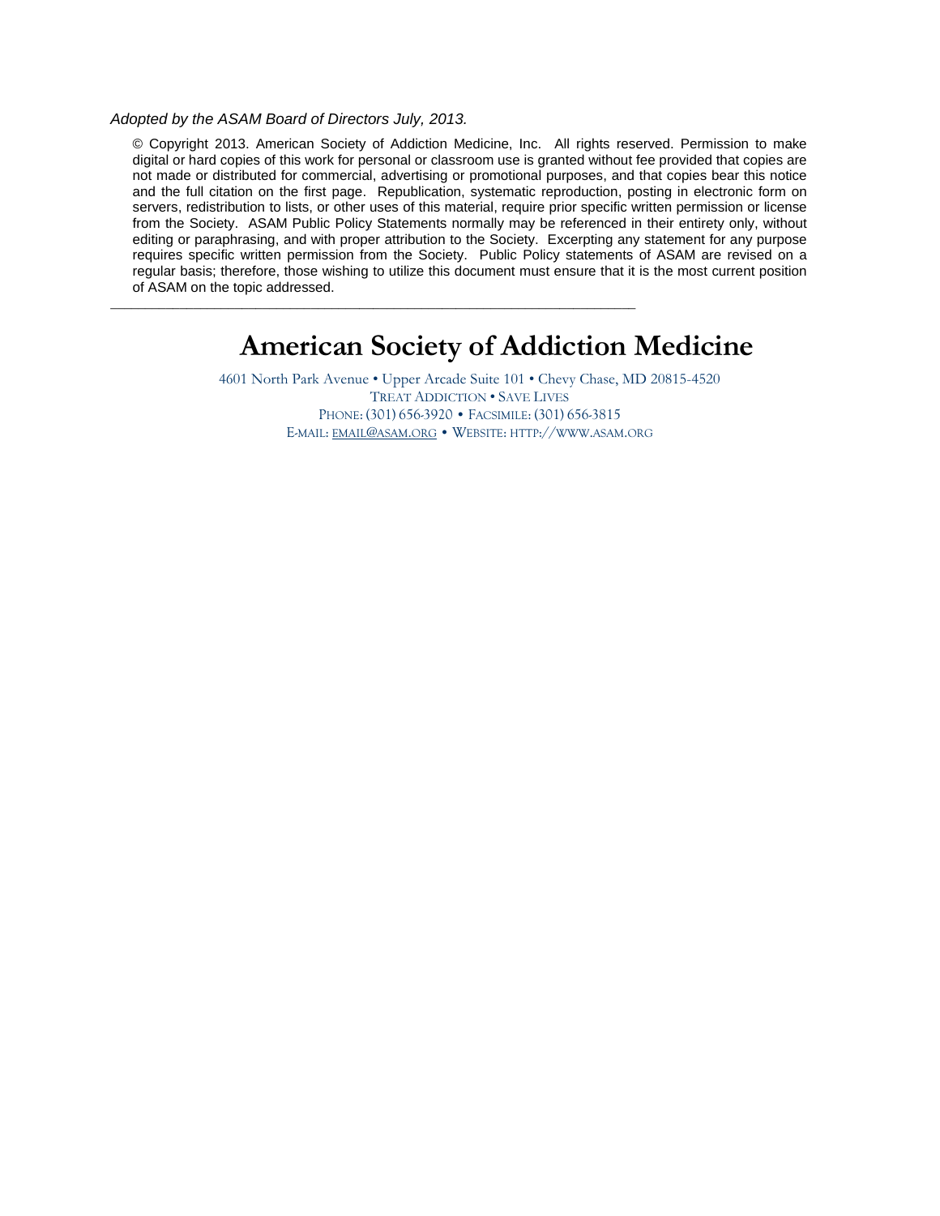*Adopted by the ASAM Board of Directors July, 2013.*

© Copyright 2013. American Society of Addiction Medicine, Inc. All rights reserved. Permission to make digital or hard copies of this work for personal or classroom use is granted without fee provided that copies are not made or distributed for commercial, advertising or promotional purposes, and that copies bear this notice and the full citation on the first page. Republication, systematic reproduction, posting in electronic form on servers, redistribution to lists, or other uses of this material, require prior specific written permission or license from the Society. ASAM Public Policy Statements normally may be referenced in their entirety only, without editing or paraphrasing, and with proper attribution to the Society. Excerpting any statement for any purpose requires specific written permission from the Society. Public Policy statements of ASAM are revised on a regular basis; therefore, those wishing to utilize this document must ensure that it is the most current position of ASAM on the topic addressed.

---

# American Society of Addiction Medicine

4601 North Park Avenue • Upper Arcade Suite 101 • Chevy Chase, MD 20815-4520
TREAT ADDICTION • SAVE LIVES
PHONE: (301) 656-3920 • FACSIMILE: (301) 656-3815
E-MAIL: EMAIL@ASAM.ORG • WEBSITE: HTTP://WWW.ASAM.ORG